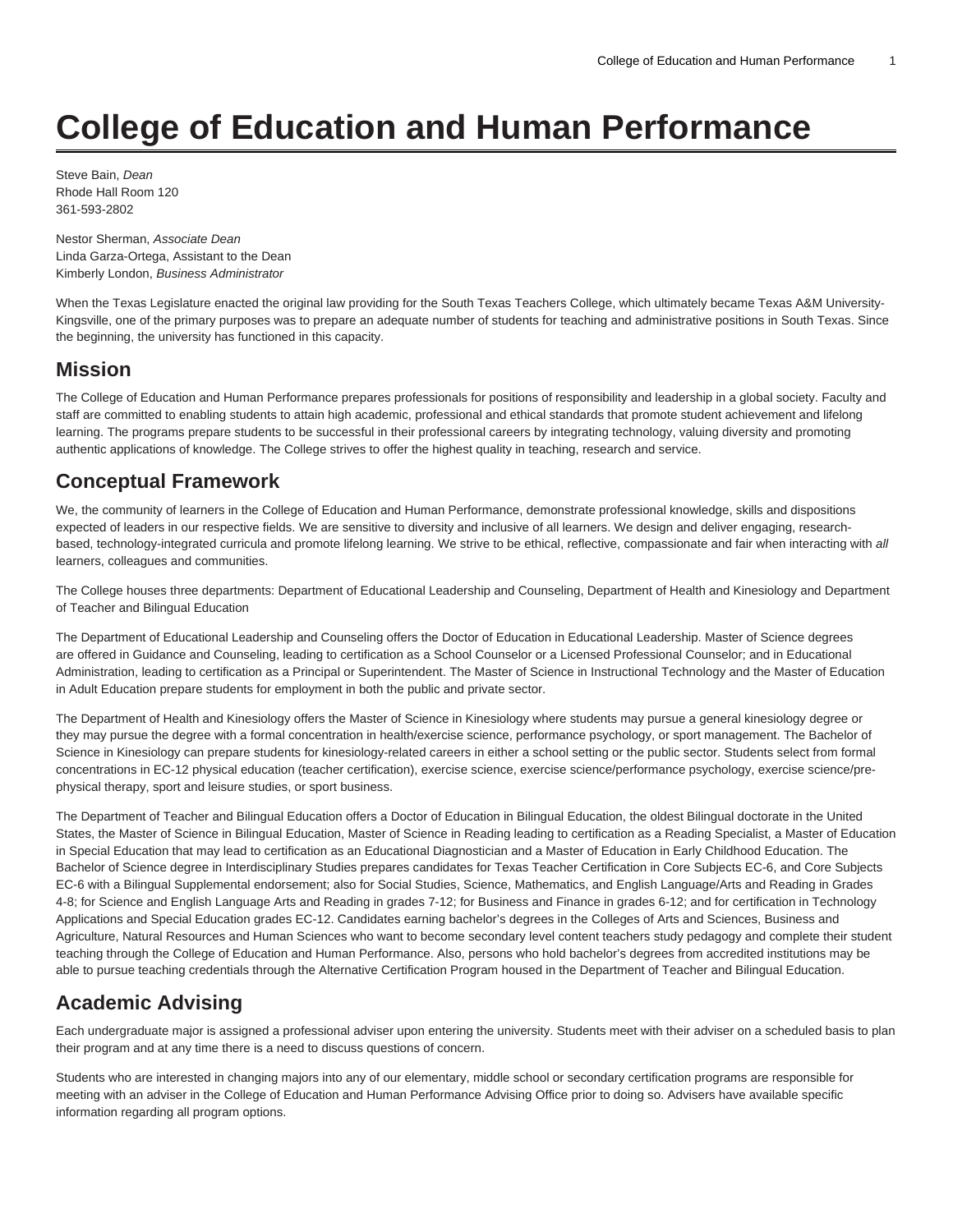# College of Education and Human Performance

Steve Bain, *Dean*
Rhode Hall Room 120
361-593-2802

Nestor Sherman, *Associate Dean*
Linda Garza-Ortega, Assistant to the Dean
Kimberly London, *Business Administrator*

When the Texas Legislature enacted the original law providing for the South Texas Teachers College, which ultimately became Texas A&M University-Kingsville, one of the primary purposes was to prepare an adequate number of students for teaching and administrative positions in South Texas. Since the beginning, the university has functioned in this capacity.

## Mission

The College of Education and Human Performance prepares professionals for positions of responsibility and leadership in a global society. Faculty and staff are committed to enabling students to attain high academic, professional and ethical standards that promote student achievement and lifelong learning. The programs prepare students to be successful in their professional careers by integrating technology, valuing diversity and promoting authentic applications of knowledge. The College strives to offer the highest quality in teaching, research and service.

## Conceptual Framework

We, the community of learners in the College of Education and Human Performance, demonstrate professional knowledge, skills and dispositions expected of leaders in our respective fields. We are sensitive to diversity and inclusive of all learners. We design and deliver engaging, research-based, technology-integrated curricula and promote lifelong learning. We strive to be ethical, reflective, compassionate and fair when interacting with *all* learners, colleagues and communities.

The College houses three departments: Department of Educational Leadership and Counseling, Department of Health and Kinesiology and Department of Teacher and Bilingual Education

The Department of Educational Leadership and Counseling offers the Doctor of Education in Educational Leadership. Master of Science degrees are offered in Guidance and Counseling, leading to certification as a School Counselor or a Licensed Professional Counselor; and in Educational Administration, leading to certification as a Principal or Superintendent. The Master of Science in Instructional Technology and the Master of Education in Adult Education prepare students for employment in both the public and private sector.

The Department of Health and Kinesiology offers the Master of Science in Kinesiology where students may pursue a general kinesiology degree or they may pursue the degree with a formal concentration in health/exercise science, performance psychology, or sport management. The Bachelor of Science in Kinesiology can prepare students for kinesiology-related careers in either a school setting or the public sector. Students select from formal concentrations in EC-12 physical education (teacher certification), exercise science, exercise science/performance psychology, exercise science/pre-physical therapy, sport and leisure studies, or sport business.

The Department of Teacher and Bilingual Education offers a Doctor of Education in Bilingual Education, the oldest Bilingual doctorate in the United States, the Master of Science in Bilingual Education, Master of Science in Reading leading to certification as a Reading Specialist, a Master of Education in Special Education that may lead to certification as an Educational Diagnostician and a Master of Education in Early Childhood Education. The Bachelor of Science degree in Interdisciplinary Studies prepares candidates for Texas Teacher Certification in Core Subjects EC-6, and Core Subjects EC-6 with a Bilingual Supplemental endorsement; also for Social Studies, Science, Mathematics, and English Language/Arts and Reading in Grades 4-8; for Science and English Language Arts and Reading in grades 7-12; for Business and Finance in grades 6-12; and for certification in Technology Applications and Special Education grades EC-12. Candidates earning bachelor's degrees in the Colleges of Arts and Sciences, Business and Agriculture, Natural Resources and Human Sciences who want to become secondary level content teachers study pedagogy and complete their student teaching through the College of Education and Human Performance. Also, persons who hold bachelor's degrees from accredited institutions may be able to pursue teaching credentials through the Alternative Certification Program housed in the Department of Teacher and Bilingual Education.

## Academic Advising

Each undergraduate major is assigned a professional adviser upon entering the university. Students meet with their adviser on a scheduled basis to plan their program and at any time there is a need to discuss questions of concern.

Students who are interested in changing majors into any of our elementary, middle school or secondary certification programs are responsible for meeting with an adviser in the College of Education and Human Performance Advising Office prior to doing so. Advisers have available specific information regarding all program options.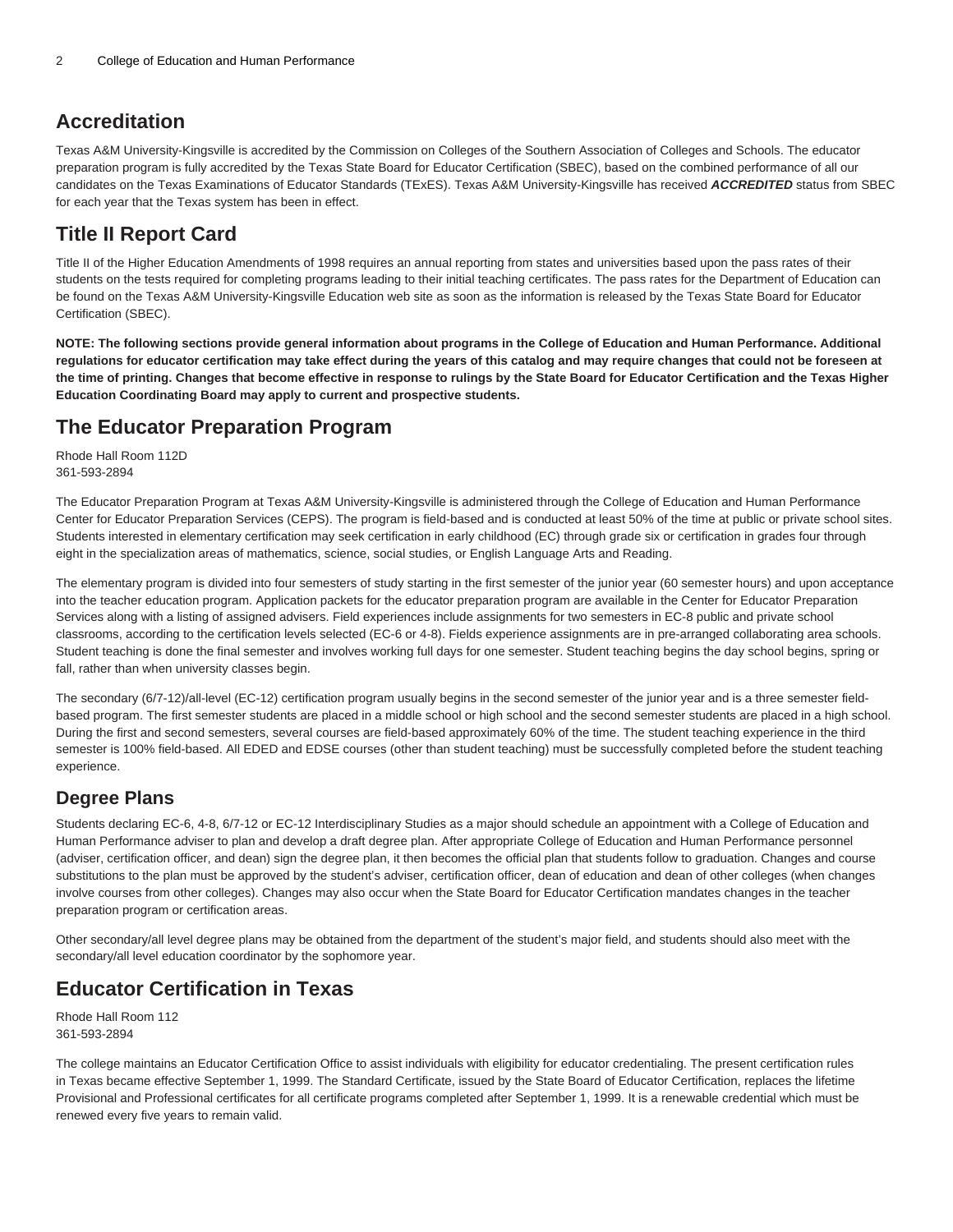## Accreditation

Texas A&M University-Kingsville is accredited by the Commission on Colleges of the Southern Association of Colleges and Schools. The educator preparation program is fully accredited by the Texas State Board for Educator Certification (SBEC), based on the combined performance of all our candidates on the Texas Examinations of Educator Standards (TExES). Texas A&M University-Kingsville has received ***ACCREDITED*** status from SBEC for each year that the Texas system has been in effect.

## Title II Report Card

Title II of the Higher Education Amendments of 1998 requires an annual reporting from states and universities based upon the pass rates of their students on the tests required for completing programs leading to their initial teaching certificates. The pass rates for the Department of Education can be found on the Texas A&M University-Kingsville Education web site as soon as the information is released by the Texas State Board for Educator Certification (SBEC).

**NOTE: The following sections provide general information about programs in the College of Education and Human Performance. Additional regulations for educator certification may take effect during the years of this catalog and may require changes that could not be foreseen at the time of printing. Changes that become effective in response to rulings by the State Board for Educator Certification and the Texas Higher Education Coordinating Board may apply to current and prospective students.**

## The Educator Preparation Program

Rhode Hall Room 112D
361-593-2894

The Educator Preparation Program at Texas A&M University-Kingsville is administered through the College of Education and Human Performance Center for Educator Preparation Services (CEPS). The program is field-based and is conducted at least 50% of the time at public or private school sites. Students interested in elementary certification may seek certification in early childhood (EC) through grade six or certification in grades four through eight in the specialization areas of mathematics, science, social studies, or English Language Arts and Reading.

The elementary program is divided into four semesters of study starting in the first semester of the junior year (60 semester hours) and upon acceptance into the teacher education program. Application packets for the educator preparation program are available in the Center for Educator Preparation Services along with a listing of assigned advisers. Field experiences include assignments for two semesters in EC-8 public and private school classrooms, according to the certification levels selected (EC-6 or 4-8). Fields experience assignments are in pre-arranged collaborating area schools. Student teaching is done the final semester and involves working full days for one semester. Student teaching begins the day school begins, spring or fall, rather than when university classes begin.

The secondary (6/7-12)/all-level (EC-12) certification program usually begins in the second semester of the junior year and is a three semester field-based program. The first semester students are placed in a middle school or high school and the second semester students are placed in a high school. During the first and second semesters, several courses are field-based approximately 60% of the time. The student teaching experience in the third semester is 100% field-based. All EDED and EDSE courses (other than student teaching) must be successfully completed before the student teaching experience.

### Degree Plans

Students declaring EC-6, 4-8, 6/7-12 or EC-12 Interdisciplinary Studies as a major should schedule an appointment with a College of Education and Human Performance adviser to plan and develop a draft degree plan. After appropriate College of Education and Human Performance personnel (adviser, certification officer, and dean) sign the degree plan, it then becomes the official plan that students follow to graduation. Changes and course substitutions to the plan must be approved by the student's adviser, certification officer, dean of education and dean of other colleges (when changes involve courses from other colleges). Changes may also occur when the State Board for Educator Certification mandates changes in the teacher preparation program or certification areas.

Other secondary/all level degree plans may be obtained from the department of the student's major field, and students should also meet with the secondary/all level education coordinator by the sophomore year.

## Educator Certification in Texas

Rhode Hall Room 112
361-593-2894

The college maintains an Educator Certification Office to assist individuals with eligibility for educator credentialing. The present certification rules in Texas became effective September 1, 1999. The Standard Certificate, issued by the State Board of Educator Certification, replaces the lifetime Provisional and Professional certificates for all certificate programs completed after September 1, 1999. It is a renewable credential which must be renewed every five years to remain valid.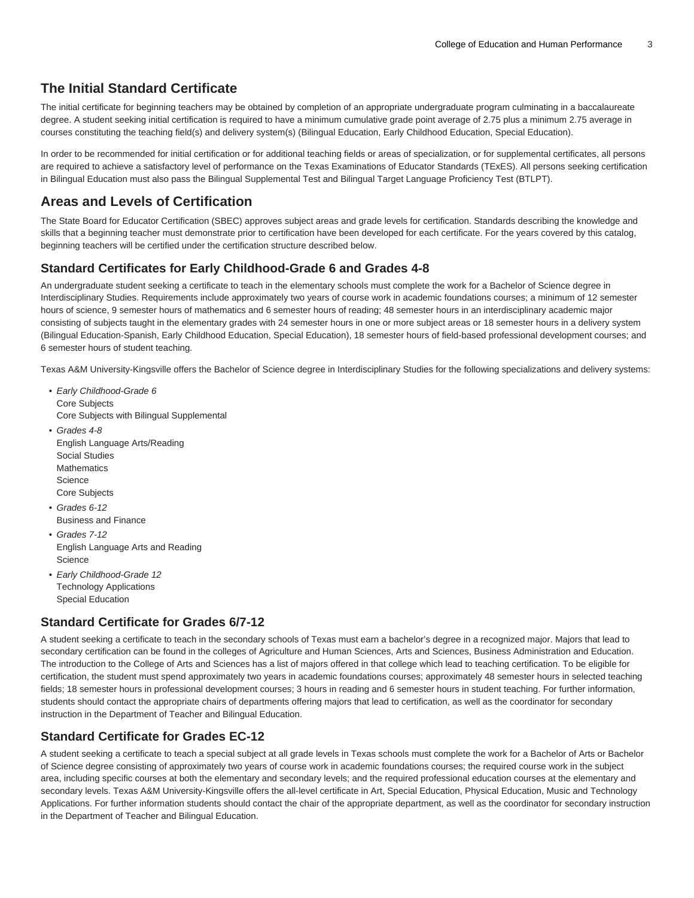## The Initial Standard Certificate

The initial certificate for beginning teachers may be obtained by completion of an appropriate undergraduate program culminating in a baccalaureate degree. A student seeking initial certification is required to have a minimum cumulative grade point average of 2.75 plus a minimum 2.75 average in courses constituting the teaching field(s) and delivery system(s) (Bilingual Education, Early Childhood Education, Special Education).

In order to be recommended for initial certification or for additional teaching fields or areas of specialization, or for supplemental certificates, all persons are required to achieve a satisfactory level of performance on the Texas Examinations of Educator Standards (TExES). All persons seeking certification in Bilingual Education must also pass the Bilingual Supplemental Test and Bilingual Target Language Proficiency Test (BTLPT).

## Areas and Levels of Certification

The State Board for Educator Certification (SBEC) approves subject areas and grade levels for certification. Standards describing the knowledge and skills that a beginning teacher must demonstrate prior to certification have been developed for each certificate. For the years covered by this catalog, beginning teachers will be certified under the certification structure described below.

### Standard Certificates for Early Childhood-Grade 6 and Grades 4-8

An undergraduate student seeking a certificate to teach in the elementary schools must complete the work for a Bachelor of Science degree in Interdisciplinary Studies. Requirements include approximately two years of course work in academic foundations courses; a minimum of 12 semester hours of science, 9 semester hours of mathematics and 6 semester hours of reading; 48 semester hours in an interdisciplinary academic major consisting of subjects taught in the elementary grades with 24 semester hours in one or more subject areas or 18 semester hours in a delivery system (Bilingual Education-Spanish, Early Childhood Education, Special Education), 18 semester hours of field-based professional development courses; and 6 semester hours of student teaching.

Texas A&M University-Kingsville offers the Bachelor of Science degree in Interdisciplinary Studies for the following specializations and delivery systems:

- *Early Childhood-Grade 6*
  Core Subjects
  Core Subjects with Bilingual Supplemental
- *Grades 4-8*
  English Language Arts/Reading
  Social Studies
  Mathematics
  Science
  Core Subjects
- *Grades 6-12*
  Business and Finance
- *Grades 7-12*
  English Language Arts and Reading
  Science
- *Early Childhood-Grade 12*
  Technology Applications
  Special Education

### Standard Certificate for Grades 6/7-12

A student seeking a certificate to teach in the secondary schools of Texas must earn a bachelor's degree in a recognized major. Majors that lead to secondary certification can be found in the colleges of Agriculture and Human Sciences, Arts and Sciences, Business Administration and Education. The introduction to the College of Arts and Sciences has a list of majors offered in that college which lead to teaching certification. To be eligible for certification, the student must spend approximately two years in academic foundations courses; approximately 48 semester hours in selected teaching fields; 18 semester hours in professional development courses; 3 hours in reading and 6 semester hours in student teaching. For further information, students should contact the appropriate chairs of departments offering majors that lead to certification, as well as the coordinator for secondary instruction in the Department of Teacher and Bilingual Education.

### Standard Certificate for Grades EC-12

A student seeking a certificate to teach a special subject at all grade levels in Texas schools must complete the work for a Bachelor of Arts or Bachelor of Science degree consisting of approximately two years of course work in academic foundations courses; the required course work in the subject area, including specific courses at both the elementary and secondary levels; and the required professional education courses at the elementary and secondary levels. Texas A&M University-Kingsville offers the all-level certificate in Art, Special Education, Physical Education, Music and Technology Applications. For further information students should contact the chair of the appropriate department, as well as the coordinator for secondary instruction in the Department of Teacher and Bilingual Education.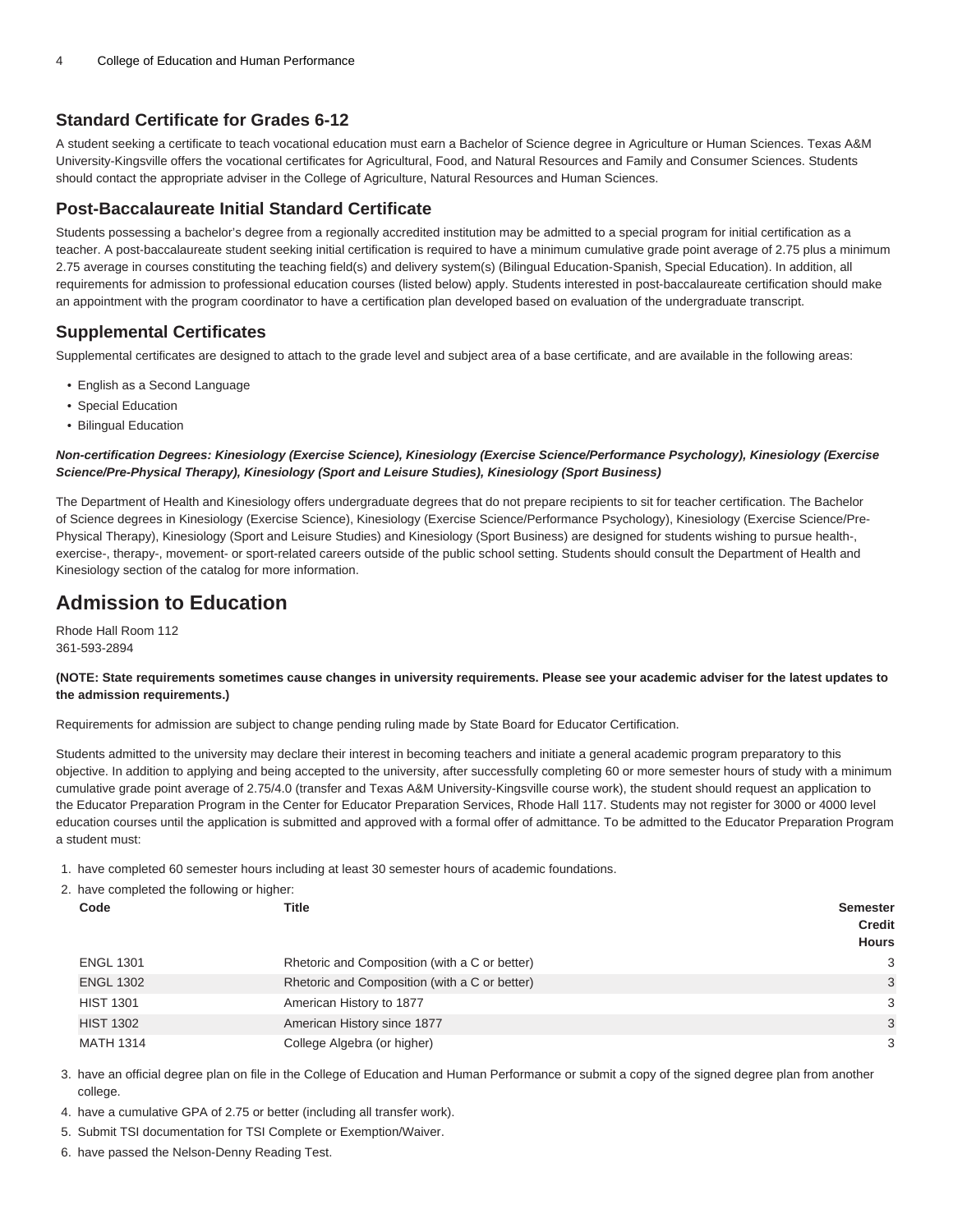## Standard Certificate for Grades 6-12

A student seeking a certificate to teach vocational education must earn a Bachelor of Science degree in Agriculture or Human Sciences. Texas A&M University-Kingsville offers the vocational certificates for Agricultural, Food, and Natural Resources and Family and Consumer Sciences. Students should contact the appropriate adviser in the College of Agriculture, Natural Resources and Human Sciences.

## Post-Baccalaureate Initial Standard Certificate

Students possessing a bachelor's degree from a regionally accredited institution may be admitted to a special program for initial certification as a teacher. A post-baccalaureate student seeking initial certification is required to have a minimum cumulative grade point average of 2.75 plus a minimum 2.75 average in courses constituting the teaching field(s) and delivery system(s) (Bilingual Education-Spanish, Special Education). In addition, all requirements for admission to professional education courses (listed below) apply. Students interested in post-baccalaureate certification should make an appointment with the program coordinator to have a certification plan developed based on evaluation of the undergraduate transcript.

## Supplemental Certificates

Supplemental certificates are designed to attach to the grade level and subject area of a base certificate, and are available in the following areas:

- English as a Second Language
- Special Education
- Bilingual Education

***Non-certification Degrees: Kinesiology (Exercise Science), Kinesiology (Exercise Science/Performance Psychology), Kinesiology (Exercise Science/Pre-Physical Therapy), Kinesiology (Sport and Leisure Studies), Kinesiology (Sport Business)***

The Department of Health and Kinesiology offers undergraduate degrees that do not prepare recipients to sit for teacher certification. The Bachelor of Science degrees in Kinesiology (Exercise Science), Kinesiology (Exercise Science/Performance Psychology), Kinesiology (Exercise Science/Pre-Physical Therapy), Kinesiology (Sport and Leisure Studies) and Kinesiology (Sport Business) are designed for students wishing to pursue health-, exercise-, therapy-, movement- or sport-related careers outside of the public school setting. Students should consult the Department of Health and Kinesiology section of the catalog for more information.

# Admission to Education

Rhode Hall Room 112
361-593-2894

**(NOTE: State requirements sometimes cause changes in university requirements. Please see your academic adviser for the latest updates to the admission requirements.)**

Requirements for admission are subject to change pending ruling made by State Board for Educator Certification.

Students admitted to the university may declare their interest in becoming teachers and initiate a general academic program preparatory to this objective. In addition to applying and being accepted to the university, after successfully completing 60 or more semester hours of study with a minimum cumulative grade point average of 2.75/4.0 (transfer and Texas A&M University-Kingsville course work), the student should request an application to the Educator Preparation Program in the Center for Educator Preparation Services, Rhode Hall 117. Students may not register for 3000 or 4000 level education courses until the application is submitted and approved with a formal offer of admittance. To be admitted to the Educator Preparation Program a student must:

1. have completed 60 semester hours including at least 30 semester hours of academic foundations.
2. have completed the following or higher:

| Code | Title | Semester Credit Hours |
| --- | --- | --- |
| ENGL 1301 | Rhetoric and Composition (with a C or better) | 3 |
| ENGL 1302 | Rhetoric and Composition (with a C or better) | 3 |
| HIST 1301 | American History to 1877 | 3 |
| HIST 1302 | American History since 1877 | 3 |
| MATH 1314 | College Algebra (or higher) | 3 |

3. have an official degree plan on file in the College of Education and Human Performance or submit a copy of the signed degree plan from another college.
4. have a cumulative GPA of 2.75 or better (including all transfer work).
5. Submit TSI documentation for TSI Complete or Exemption/Waiver.
6. have passed the Nelson-Denny Reading Test.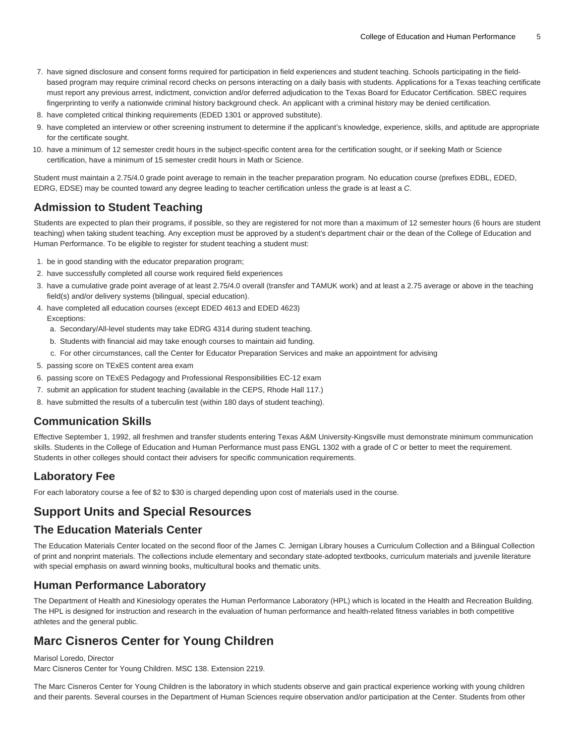7. have signed disclosure and consent forms required for participation in field experiences and student teaching. Schools participating in the field-based program may require criminal record checks on persons interacting on a daily basis with students. Applications for a Texas teaching certificate must report any previous arrest, indictment, conviction and/or deferred adjudication to the Texas Board for Educator Certification. SBEC requires fingerprinting to verify a nationwide criminal history background check. An applicant with a criminal history may be denied certification.
8. have completed critical thinking requirements (EDED 1301 or approved substitute).
9. have completed an interview or other screening instrument to determine if the applicant's knowledge, experience, skills, and aptitude are appropriate for the certificate sought.
10. have a minimum of 12 semester credit hours in the subject-specific content area for the certification sought, or if seeking Math or Science certification, have a minimum of 15 semester credit hours in Math or Science.

Student must maintain a 2.75/4.0 grade point average to remain in the teacher preparation program. No education course (prefixes EDBL, EDED, EDRG, EDSE) may be counted toward any degree leading to teacher certification unless the grade is at least a *C*.

## Admission to Student Teaching

Students are expected to plan their programs, if possible, so they are registered for not more than a maximum of 12 semester hours (6 hours are student teaching) when taking student teaching. Any exception must be approved by a student's department chair or the dean of the College of Education and Human Performance. To be eligible to register for student teaching a student must:

1. be in good standing with the educator preparation program;
2. have successfully completed all course work required field experiences
3. have a cumulative grade point average of at least 2.75/4.0 overall (transfer and TAMUK work) and at least a 2.75 average or above in the teaching field(s) and/or delivery systems (bilingual, special education).
4. have completed all education courses (except EDED 4613 and EDED 4623)
   Exceptions:
   a. Secondary/All-level students may take EDRG 4314 during student teaching.
   b. Students with financial aid may take enough courses to maintain aid funding.
   c. For other circumstances, call the Center for Educator Preparation Services and make an appointment for advising
5. passing score on TExES content area exam
6. passing score on TExES Pedagogy and Professional Responsibilities EC-12 exam
7. submit an application for student teaching (available in the CEPS, Rhode Hall 117.)
8. have submitted the results of a tuberculin test (within 180 days of student teaching).

## Communication Skills

Effective September 1, 1992, all freshmen and transfer students entering Texas A&M University-Kingsville must demonstrate minimum communication skills. Students in the College of Education and Human Performance must pass ENGL 1302 with a grade of *C* or better to meet the requirement. Students in other colleges should contact their advisers for specific communication requirements.

## Laboratory Fee

For each laboratory course a fee of $2 to $30 is charged depending upon cost of materials used in the course.

# Support Units and Special Resources

## The Education Materials Center

The Education Materials Center located on the second floor of the James C. Jernigan Library houses a Curriculum Collection and a Bilingual Collection of print and nonprint materials. The collections include elementary and secondary state-adopted textbooks, curriculum materials and juvenile literature with special emphasis on award winning books, multicultural books and thematic units.

## Human Performance Laboratory

The Department of Health and Kinesiology operates the Human Performance Laboratory (HPL) which is located in the Health and Recreation Building. The HPL is designed for instruction and research in the evaluation of human performance and health-related fitness variables in both competitive athletes and the general public.

# Marc Cisneros Center for Young Children

Marisol Loredo, Director
Marc Cisneros Center for Young Children. MSC 138. Extension 2219.

The Marc Cisneros Center for Young Children is the laboratory in which students observe and gain practical experience working with young children and their parents. Several courses in the Department of Human Sciences require observation and/or participation at the Center. Students from other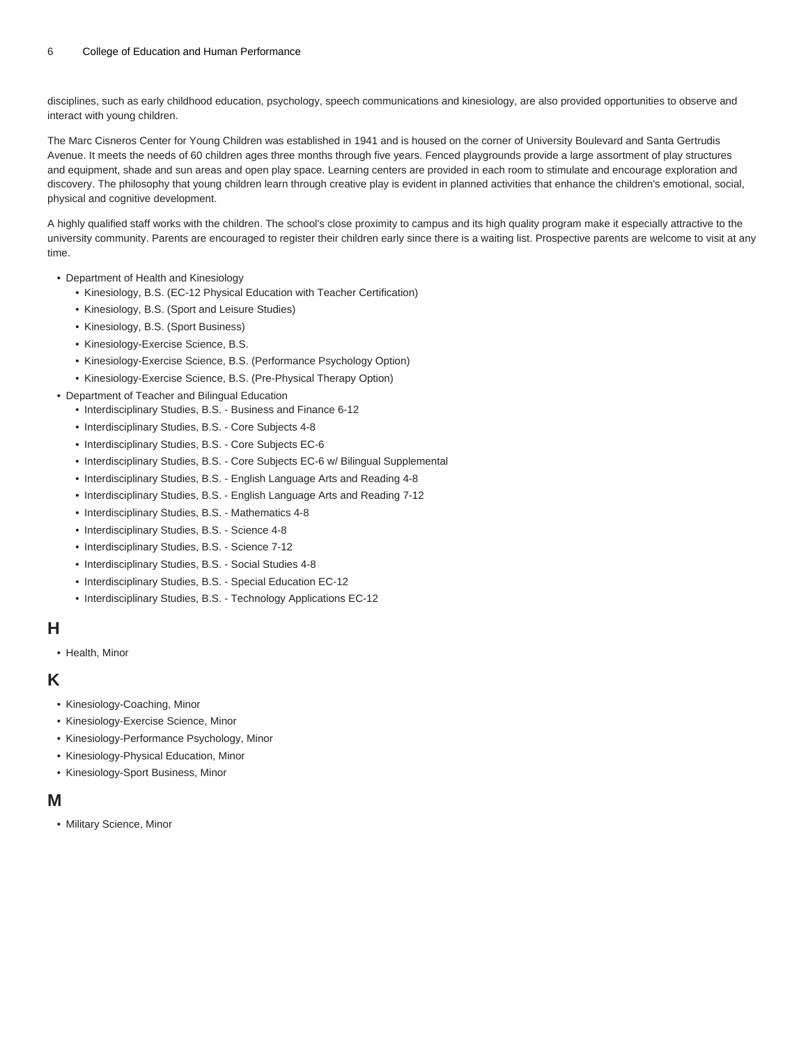disciplines, such as early childhood education, psychology, speech communications and kinesiology, are also provided opportunities to observe and interact with young children.

The Marc Cisneros Center for Young Children was established in 1941 and is housed on the corner of University Boulevard and Santa Gertrudis Avenue. It meets the needs of 60 children ages three months through five years. Fenced playgrounds provide a large assortment of play structures and equipment, shade and sun areas and open play space. Learning centers are provided in each room to stimulate and encourage exploration and discovery. The philosophy that young children learn through creative play is evident in planned activities that enhance the children's emotional, social, physical and cognitive development.

A highly qualified staff works with the children. The school's close proximity to campus and its high quality program make it especially attractive to the university community. Parents are encouraged to register their children early since there is a waiting list. Prospective parents are welcome to visit at any time.

- Department of Health and Kinesiology
  - Kinesiology, B.S. (EC-12 Physical Education with Teacher Certification)
  - Kinesiology, B.S. (Sport and Leisure Studies)
  - Kinesiology, B.S. (Sport Business)
  - Kinesiology-Exercise Science, B.S.
  - Kinesiology-Exercise Science, B.S. (Performance Psychology Option)
  - Kinesiology-Exercise Science, B.S. (Pre-Physical Therapy Option)
- Department of Teacher and Bilingual Education
  - Interdisciplinary Studies, B.S. - Business and Finance 6-12
  - Interdisciplinary Studies, B.S. - Core Subjects 4-8
  - Interdisciplinary Studies, B.S. - Core Subjects EC-6
  - Interdisciplinary Studies, B.S. - Core Subjects EC-6 w/ Bilingual Supplemental
  - Interdisciplinary Studies, B.S. - English Language Arts and Reading 4-8
  - Interdisciplinary Studies, B.S. - English Language Arts and Reading 7-12
  - Interdisciplinary Studies, B.S. - Mathematics 4-8
  - Interdisciplinary Studies, B.S. - Science 4-8
  - Interdisciplinary Studies, B.S. - Science 7-12
  - Interdisciplinary Studies, B.S. - Social Studies 4-8
  - Interdisciplinary Studies, B.S. - Special Education EC-12
  - Interdisciplinary Studies, B.S. - Technology Applications EC-12

## H

- Health, Minor

## K

- Kinesiology-Coaching, Minor
- Kinesiology-Exercise Science, Minor
- Kinesiology-Performance Psychology, Minor
- Kinesiology-Physical Education, Minor
- Kinesiology-Sport Business, Minor

## M

- Military Science, Minor